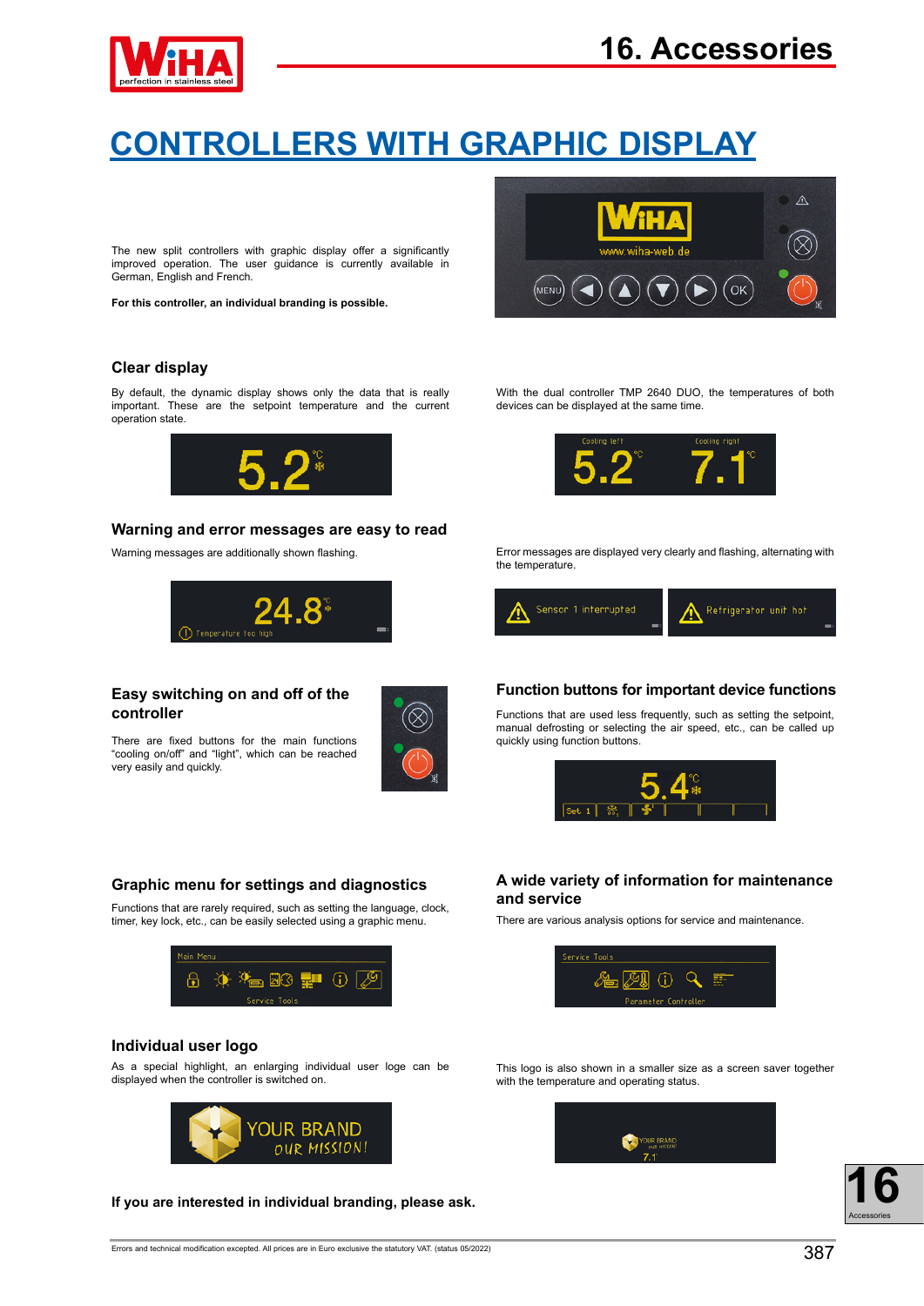# CONTROLLERS WITH GRAPHIC DISPLAY

The new split controllers with graphic display offer a significantly improved operation. The user guidance is currently available in German, English and French.

**For this controller, an individual branding is possible.**

## Clear display

By default, the dynamic display shows only the data that is really important. These are the setpoint temperature and the current operation state.

With the dual controller TMP 2640 DUO, the temperatures of both devices can be displayed at the same time.

## Warning and error messages are easy to read

Warning messages are additionally shown flashing.

Error messages are displayed very clearly and flashing, alternating with the temperature.

## Easy switching on and off of the controller

There are fixed buttons for the main functions "cooling on/off" and "light", which can be reached very easily and quickly.

## Function buttons for important device functions

Functions that are used less frequently, such as setting the setpoint, manual defrosting or selecting the air speed, etc., can be called up quickly using function buttons.

## Graphic menu for settings and diagnostics

Functions that are rarely required, such as setting the language, clock, timer, key lock, etc., can be easily selected using a graphic menu.

## A wide variety of information for maintenance and service

There are various analysis options for service and maintenance.

## Individual user logo

As a special highlight, an enlarging individual user loge can be displayed when the controller is switched on.

This logo is also shown in a smaller size as a screen saver together with the temperature and operating status.

**If you are interested in individual branding, please ask.**

Errors and technical modification excepted. All prices are in Euro exclusive the statutory VAT. (status 05/2022)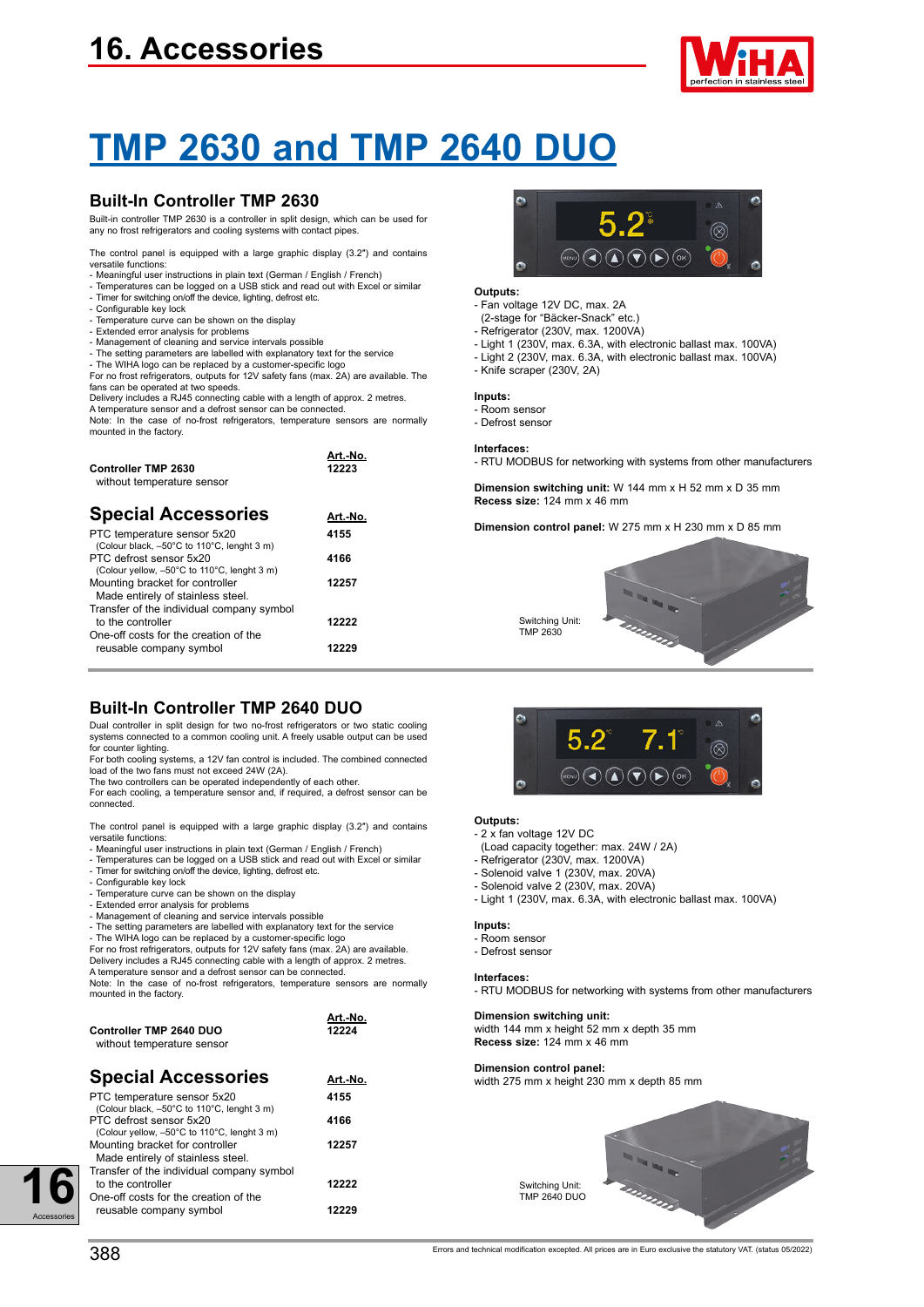# TMP 2630 and TMP 2640 DUO

## Built-In Controller TMP 2630

Built-in controller TMP 2630 is a controller in split design, which can be used for any no frost refrigerators and cooling systems with contact pipes.

The control panel is equipped with a large graphic display (3.2") and contains versatile functions:
- Meaningful user instructions in plain text (German / English / French)
- Temperatures can be logged on a USB stick and read out with Excel or similar
- Timer for switching on/off the device, lighting, defrost etc.
- Configurable key lock
- Temperature curve can be shown on the display
- Extended error analysis for problems
- Management of cleaning and service intervals possible
- The setting parameters are labelled with explanatory text for the service
- The WIHA logo can be replaced by a customer-specific logo

For no frost refrigerators, outputs for 12V safety fans (max. 2A) are available. The fans can be operated at two speeds.
Delivery includes a RJ45 connecting cable with a length of approx. 2 metres.
A temperature sensor and a defrost sensor can be connected.
Note: In the case of no-frost refrigerators, temperature sensors are normally mounted in the factory.

| | Art.-No. |
|---|---|
| **Controller TMP 2630** without temperature sensor | 12223 |

### Special Accessories

| | Art.-No. |
|---|---|
| PTC temperature sensor 5x20 (Colour black, –50°C to 110°C, lenght 3 m) | 4155 |
| PTC defrost sensor 5x20 (Colour yellow, –50°C to 110°C, lenght 3 m) | 4166 |
| Mounting bracket for controller Made entirely of stainless steel. | 12257 |
| Transfer of the individual company symbol to the controller | 12222 |
| One-off costs for the creation of the reusable company symbol | 12229 |

**Outputs:**
- Fan voltage 12V DC, max. 2A (2-stage for "Bäcker-Snack" etc.)
- Refrigerator (230V, max. 1200VA)
- Light 1 (230V, max. 6.3A, with electronic ballast max. 100VA)
- Light 2 (230V, max. 6.3A, with electronic ballast max. 100VA)
- Knife scraper (230V, 2A)

**Inputs:**
- Room sensor
- Defrost sensor

**Interfaces:**
- RTU MODBUS for networking with systems from other manufacturers

**Dimension switching unit:** W 144 mm x H 52 mm x D 35 mm
**Recess size:** 124 mm x 46 mm

**Dimension control panel:** W 275 mm x H 230 mm x D 85 mm

Switching Unit: TMP 2630

## Built-In Controller TMP 2640 DUO

Dual controller in split design for two no-frost refrigerators or two static cooling systems connected to a common cooling unit. A freely usable output can be used for counter lighting.
For both cooling systems, a 12V fan control is included. The combined connected load of the two fans must not exceed 24W (2A).
The two controllers can be operated independently of each other.
For each cooling, a temperature sensor and, if required, a defrost sensor can be connected.

The control panel is equipped with a large graphic display (3.2") and contains versatile functions:
- Meaningful user instructions in plain text (German / English / French)
- Temperatures can be logged on a USB stick and read out with Excel or similar
- Timer for switching on/off the device, lighting, defrost etc.
- Configurable key lock
- Temperature curve can be shown on the display
- Extended error analysis for problems
- Management of cleaning and service intervals possible
- The setting parameters are labelled with explanatory text for the service
- The WIHA logo can be replaced by a customer-specific logo

For no frost refrigerators, outputs for 12V safety fans (max. 2A) are available.
Delivery includes a RJ45 connecting cable with a length of approx. 2 metres.
A temperature sensor and a defrost sensor can be connected.
Note: In the case of no-frost refrigerators, temperature sensors are normally mounted in the factory.

| | Art.-No. |
|---|---|
| **Controller TMP 2640 DUO** without temperature sensor | 12224 |

### Special Accessories

| | Art.-No. |
|---|---|
| PTC temperature sensor 5x20 (Colour black, –50°C to 110°C, lenght 3 m) | 4155 |
| PTC defrost sensor 5x20 (Colour yellow, –50°C to 110°C, lenght 3 m) | 4166 |
| Mounting bracket for controller Made entirely of stainless steel. | 12257 |
| Transfer of the individual company symbol to the controller | 12222 |
| One-off costs for the creation of the reusable company symbol | 12229 |

**Outputs:**
- 2 x fan voltage 12V DC (Load capacity together: max. 24W / 2A)
- Refrigerator (230V, max. 1200VA)
- Solenoid valve 1 (230V, max. 20VA)
- Solenoid valve 2 (230V, max. 20VA)
- Light 1 (230V, max. 6.3A, with electronic ballast max. 100VA)

**Inputs:**
- Room sensor
- Defrost sensor

**Interfaces:**
- RTU MODBUS for networking with systems from other manufacturers

**Dimension switching unit:**
width 144 mm x height 52 mm x depth 35 mm
**Recess size:** 124 mm x 46 mm

**Dimension control panel:**
width 275 mm x height 230 mm x depth 85 mm

Switching Unit: TMP 2640 DUO

Errors and technical modification excepted. All prices are in Euro exclusive the statutory VAT. (status 05/2022)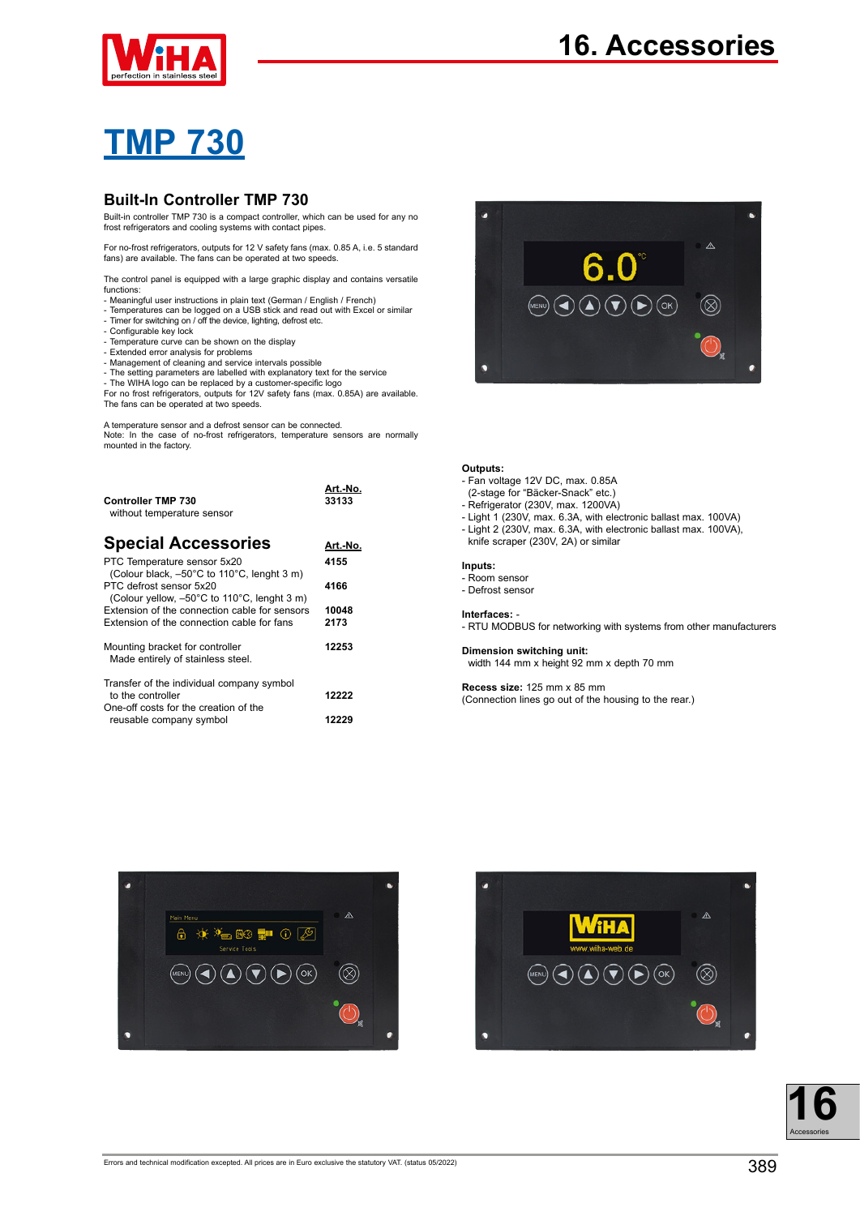# TMP 730

## Built-In Controller TMP 730

Built-in controller TMP 730 is a compact controller, which can be used for any no frost refrigerators and cooling systems with contact pipes.

For no-frost refrigerators, outputs for 12 V safety fans (max. 0.85 A, i.e. 5 standard fans) are available. The fans can be operated at two speeds.

The control panel is equipped with a large graphic display and contains versatile functions:
- Meaningful user instructions in plain text (German / English / French)
- Temperatures can be logged on a USB stick and read out with Excel or similar
- Timer for switching on / off the device, lighting, defrost etc.
- Configurable key lock
- Temperature curve can be shown on the display
- Extended error analysis for problems
- Management of cleaning and service intervals possible
- The setting parameters are labelled with explanatory text for the service
- The WIHA logo can be replaced by a customer-specific logo

For no frost refrigerators, outputs for 12V safety fans (max. 0.85A) are available. The fans can be operated at two speeds.

A temperature sensor and a defrost sensor can be connected.
Note: In the case of no-frost refrigerators, temperature sensors are normally mounted in the factory.

| | Art.-No. |
|---|---|
| **Controller TMP 730** without temperature sensor | **33133** |

## Special Accessories

| | Art.-No. |
|---|---|
| PTC Temperature sensor 5x20 (Colour black, –50°C to 110°C, lenght 3 m) | **4155** |
| PTC defrost sensor 5x20 (Colour yellow, –50°C to 110°C, lenght 3 m) | **4166** |
| Extension of the connection cable for sensors | **10048** |
| Extension of the connection cable for fans | **2173** |
| Mounting bracket for controller Made entirely of stainless steel. | **12253** |
| Transfer of the individual company symbol to the controller | **12222** |
| One-off costs for the creation of the reusable company symbol | **12229** |

**Outputs:**
- Fan voltage 12V DC, max. 0.85A (2-stage for "Bäcker-Snack" etc.)
- Refrigerator (230V, max. 1200VA)
- Light 1 (230V, max. 6.3A, with electronic ballast max. 100VA)
- Light 2 (230V, max. 6.3A, with electronic ballast max. 100VA), knife scraper (230V, 2A) or similar

**Inputs:**
- Room sensor
- Defrost sensor

**Interfaces:** -
- RTU MODBUS for networking with systems from other manufacturers

**Dimension switching unit:**
width 144 mm x height 92 mm x depth 70 mm

**Recess size:** 125 mm x 85 mm
(Connection lines go out of the housing to the rear.)

Errors and technical modification excepted. All prices are in Euro exclusive the statutory VAT. (status 05/2022)